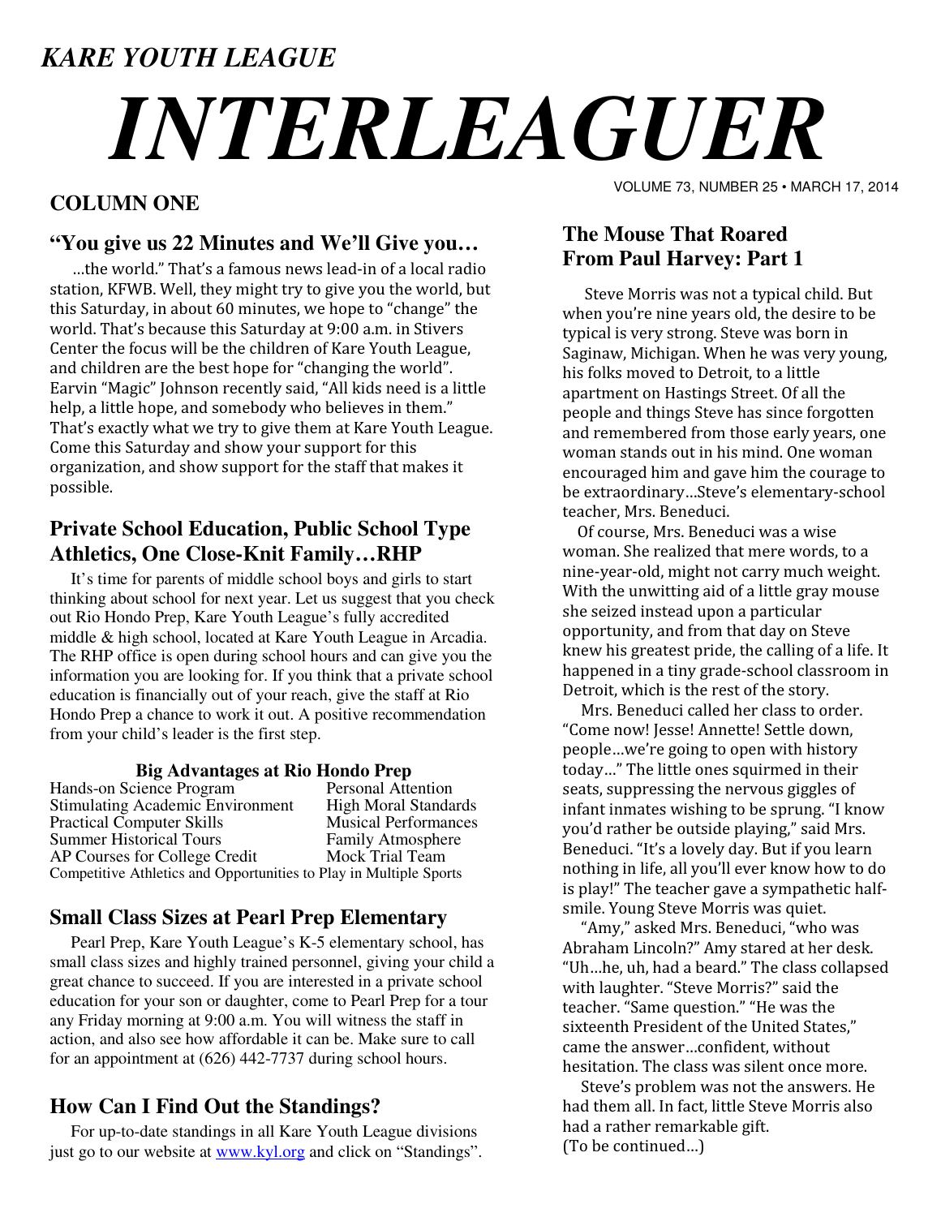# *KARE YOUTH LEAGUE*

# *INTERLEAGUER*

VOLUME 73, NUMBER 25 • MARCH 17, 2014

## COLUMN ONE

### "You give us 22 Minutes and We'll Give you…

…the world." That's a famous news lead-in of a local radio station, KFWB. Well, they might try to give you the world, but this Saturday, in about 60 minutes, we hope to "change" the world. That's because this Saturday at 9:00 a.m. in Stivers Center the focus will be the children of Kare Youth League, and children are the best hope for "changing the world". Earvin "Magic" Johnson recently said, "All kids need is a little help, a little hope, and somebody who believes in them." That's exactly what we try to give them at Kare Youth League. Come this Saturday and show your support for this organization, and show support for the staff that makes it possible.

### Private School Education, Public School Type Athletics, One Close-Knit Family…RHP

It's time for parents of middle school boys and girls to start thinking about school for next year. Let us suggest that you check out Rio Hondo Prep, Kare Youth League's fully accredited middle & high school, located at Kare Youth League in Arcadia. The RHP office is open during school hours and can give you the information you are looking for. If you think that a private school education is financially out of your reach, give the staff at Rio Hondo Prep a chance to work it out. A positive recommendation from your child's leader is the first step.

**Big Advantages at Rio Hondo Prep**

| | |
|---|---|
| Hands-on Science Program | Personal Attention |
| Stimulating Academic Environment | High Moral Standards |
| Practical Computer Skills | Musical Performances |
| Summer Historical Tours | Family Atmosphere |
| AP Courses for College Credit | Mock Trial Team |

Competitive Athletics and Opportunities to Play in Multiple Sports

### Small Class Sizes at Pearl Prep Elementary

Pearl Prep, Kare Youth League's K-5 elementary school, has small class sizes and highly trained personnel, giving your child a great chance to succeed. If you are interested in a private school education for your son or daughter, come to Pearl Prep for a tour any Friday morning at 9:00 a.m. You will witness the staff in action, and also see how affordable it can be. Make sure to call for an appointment at (626) 442-7737 during school hours.

### How Can I Find Out the Standings?

For up-to-date standings in all Kare Youth League divisions just go to our website at www.kyl.org and click on "Standings".

### The Mouse That Roared From Paul Harvey: Part 1

Steve Morris was not a typical child. But when you're nine years old, the desire to be typical is very strong. Steve was born in Saginaw, Michigan. When he was very young, his folks moved to Detroit, to a little apartment on Hastings Street. Of all the people and things Steve has since forgotten and remembered from those early years, one woman stands out in his mind. One woman encouraged him and gave him the courage to be extraordinary…Steve's elementary-school teacher, Mrs. Beneduci.

Of course, Mrs. Beneduci was a wise woman. She realized that mere words, to a nine-year-old, might not carry much weight. With the unwitting aid of a little gray mouse she seized instead upon a particular opportunity, and from that day on Steve knew his greatest pride, the calling of a life. It happened in a tiny grade-school classroom in Detroit, which is the rest of the story.

Mrs. Beneduci called her class to order. "Come now! Jesse! Annette! Settle down, people…we're going to open with history today…" The little ones squirmed in their seats, suppressing the nervous giggles of infant inmates wishing to be sprung. "I know you'd rather be outside playing," said Mrs. Beneduci. "It's a lovely day. But if you learn nothing in life, all you'll ever know how to do is play!" The teacher gave a sympathetic half-smile. Young Steve Morris was quiet.

"Amy," asked Mrs. Beneduci, "who was Abraham Lincoln?" Amy stared at her desk. "Uh…he, uh, had a beard." The class collapsed with laughter. "Steve Morris?" said the teacher. "Same question." "He was the sixteenth President of the United States," came the answer…confident, without hesitation. The class was silent once more.

Steve's problem was not the answers. He had them all. In fact, little Steve Morris also had a rather remarkable gift.
(To be continued…)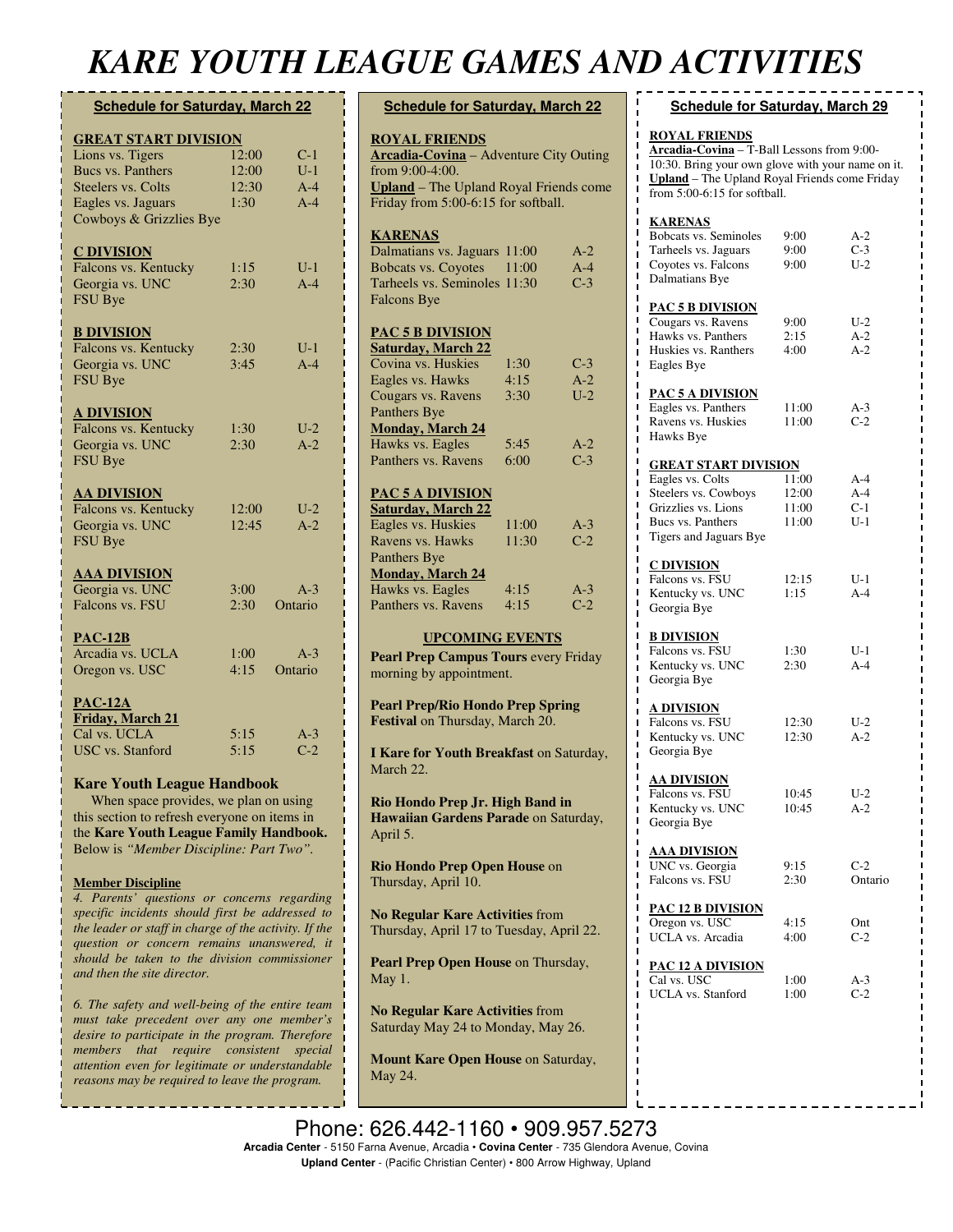# KARE YOUTH LEAGUE GAMES AND ACTIVITIES

## Schedule for Saturday, March 22

**GREAT START DIVISION**

| | | |
|---|---|---|
| Lions vs. Tigers | 12:00 | C-1 |
| Bucs vs. Panthers | 12:00 | U-1 |
| Steelers vs. Colts | 12:30 | A-4 |
| Eagles vs. Jaguars | 1:30 | A-4 |
| Cowboys & Grizzlies Bye | | |

**C DIVISION**

| | | |
|---|---|---|
| Falcons vs. Kentucky | 1:15 | U-1 |
| Georgia vs. UNC | 2:30 | A-4 |
| FSU Bye | | |

**B DIVISION**

| | | |
|---|---|---|
| Falcons vs. Kentucky | 2:30 | U-1 |
| Georgia vs. UNC | 3:45 | A-4 |
| FSU Bye | | |

**A DIVISION**

| | | |
|---|---|---|
| Falcons vs. Kentucky | 1:30 | U-2 |
| Georgia vs. UNC | 2:30 | A-2 |
| FSU Bye | | |

**AA DIVISION**

| | | |
|---|---|---|
| Falcons vs. Kentucky | 12:00 | U-2 |
| Georgia vs. UNC | 12:45 | A-2 |
| FSU Bye | | |

**AAA DIVISION**

| | | |
|---|---|---|
| Georgia vs. UNC | 3:00 | A-3 |
| Falcons vs. FSU | 2:30 | Ontario |

**PAC-12B**

| | | |
|---|---|---|
| Arcadia vs. UCLA | 1:00 | A-3 |
| Oregon vs. USC | 4:15 | Ontario |

**PAC-12A**

**Friday, March 21**

| | | |
|---|---|---|
| Cal vs. UCLA | 5:15 | A-3 |
| USC vs. Stanford | 5:15 | C-2 |

### Kare Youth League Handbook

When space provides, we plan on using this section to refresh everyone on items in the **Kare Youth League Family Handbook.** Below is *"Member Discipline: Part Two"*.

**Member Discipline**

*4. Parents' questions or concerns regarding specific incidents should first be addressed to the leader or staff in charge of the activity. If the question or concern remains unanswered, it should be taken to the division commissioner and then the site director.*

*6. The safety and well-being of the entire team must take precedent over any one member's desire to participate in the program. Therefore members that require consistent special attention even for legitimate or understandable reasons may be required to leave the program.*

## Schedule for Saturday, March 22

**ROYAL FRIENDS**

**Arcadia-Covina** – Adventure City Outing from 9:00-4:00.

**Upland** – The Upland Royal Friends come Friday from 5:00-6:15 for softball.

**KARENAS**

| | | |
|---|---|---|
| Dalmatians vs. Jaguars | 11:00 | A-2 |
| Bobcats vs. Coyotes | 11:00 | A-4 |
| Tarheels vs. Seminoles | 11:30 | C-3 |
| Falcons Bye | | |

**PAC 5 B DIVISION**

**Saturday, March 22**

| | | |
|---|---|---|
| Covina vs. Huskies | 1:30 | C-3 |
| Eagles vs. Hawks | 4:15 | A-2 |
| Cougars vs. Ravens | 3:30 | U-2 |
| Panthers Bye | | |

**Monday, March 24**

| | | |
|---|---|---|
| Hawks vs. Eagles | 5:45 | A-2 |
| Panthers vs. Ravens | 6:00 | C-3 |

**PAC 5 A DIVISION**

**Saturday, March 22**

| | | |
|---|---|---|
| Eagles vs. Huskies | 11:00 | A-3 |
| Ravens vs. Hawks | 11:30 | C-2 |
| Panthers Bye | | |

**Monday, March 24**

| | | |
|---|---|---|
| Hawks vs. Eagles | 4:15 | A-3 |
| Panthers vs. Ravens | 4:15 | C-2 |

### UPCOMING EVENTS

**Pearl Prep Campus Tours** every Friday morning by appointment.

**Pearl Prep/Rio Hondo Prep Spring Festival** on Thursday, March 20.

**I Kare for Youth Breakfast** on Saturday, March 22.

**Rio Hondo Prep Jr. High Band in Hawaiian Gardens Parade** on Saturday, April 5.

**Rio Hondo Prep Open House** on Thursday, April 10.

**No Regular Kare Activities** from Thursday, April 17 to Tuesday, April 22.

**Pearl Prep Open House** on Thursday, May 1.

**No Regular Kare Activities** from Saturday May 24 to Monday, May 26.

**Mount Kare Open House** on Saturday, May 24.

## Schedule for Saturday, March 29

**ROYAL FRIENDS**

**Arcadia-Covina** – T-Ball Lessons from 9:00-10:30. Bring your own glove with your name on it.

**Upland** – The Upland Royal Friends come Friday from 5:00-6:15 for softball.

**KARENAS**

| | | |
|---|---|---|
| Bobcats vs. Seminoles | 9:00 | A-2 |
| Tarheels vs. Jaguars | 9:00 | C-3 |
| Coyotes vs. Falcons | 9:00 | U-2 |
| Dalmatians Bye | | |

**PAC 5 B DIVISION**

| | | |
|---|---|---|
| Cougars vs. Ravens | 9:00 | U-2 |
| Hawks vs. Panthers | 2:15 | A-2 |
| Huskies vs. Ranthers | 4:00 | A-2 |
| Eagles Bye | | |

**PAC 5 A DIVISION**

| | | |
|---|---|---|
| Eagles vs. Panthers | 11:00 | A-3 |
| Ravens vs. Huskies | 11:00 | C-2 |
| Hawks Bye | | |

**GREAT START DIVISION**

| | | |
|---|---|---|
| Eagles vs. Colts | 11:00 | A-4 |
| Steelers vs. Cowboys | 12:00 | A-4 |
| Grizzlies vs. Lions | 11:00 | C-1 |
| Bucs vs. Panthers | 11:00 | U-1 |
| Tigers and Jaguars Bye | | |

**C DIVISION**

| | | |
|---|---|---|
| Falcons vs. FSU | 12:15 | U-1 |
| Kentucky vs. UNC | 1:15 | A-4 |
| Georgia Bye | | |

**B DIVISION**

| | | |
|---|---|---|
| Falcons vs. FSU | 1:30 | U-1 |
| Kentucky vs. UNC | 2:30 | A-4 |
| Georgia Bye | | |

**A DIVISION**

| | | |
|---|---|---|
| Falcons vs. FSU | 12:30 | U-2 |
| Kentucky vs. UNC | 12:30 | A-2 |
| Georgia Bye | | |

**AA DIVISION**

| | | |
|---|---|---|
| Falcons vs. FSU | 10:45 | U-2 |
| Kentucky vs. UNC | 10:45 | A-2 |
| Georgia Bye | | |

**AAA DIVISION**

| | | |
|---|---|---|
| UNC vs. Georgia | 9:15 | C-2 |
| Falcons vs. FSU | 2:30 | Ontario |

**PAC 12 B DIVISION**

| | | |
|---|---|---|
| Oregon vs. USC | 4:15 | Ont |
| UCLA vs. Arcadia | 4:00 | C-2 |

**PAC 12 A DIVISION**

| | | |
|---|---|---|
| Cal vs. USC | 1:00 | A-3 |
| UCLA vs. Stanford | 1:00 | C-2 |

Phone: 626.442-1160 • 909.957.5273

**Arcadia Center** - 5150 Farna Avenue, Arcadia • **Covina Center** - 735 Glendora Avenue, Covina

**Upland Center** - (Pacific Christian Center) • 800 Arrow Highway, Upland